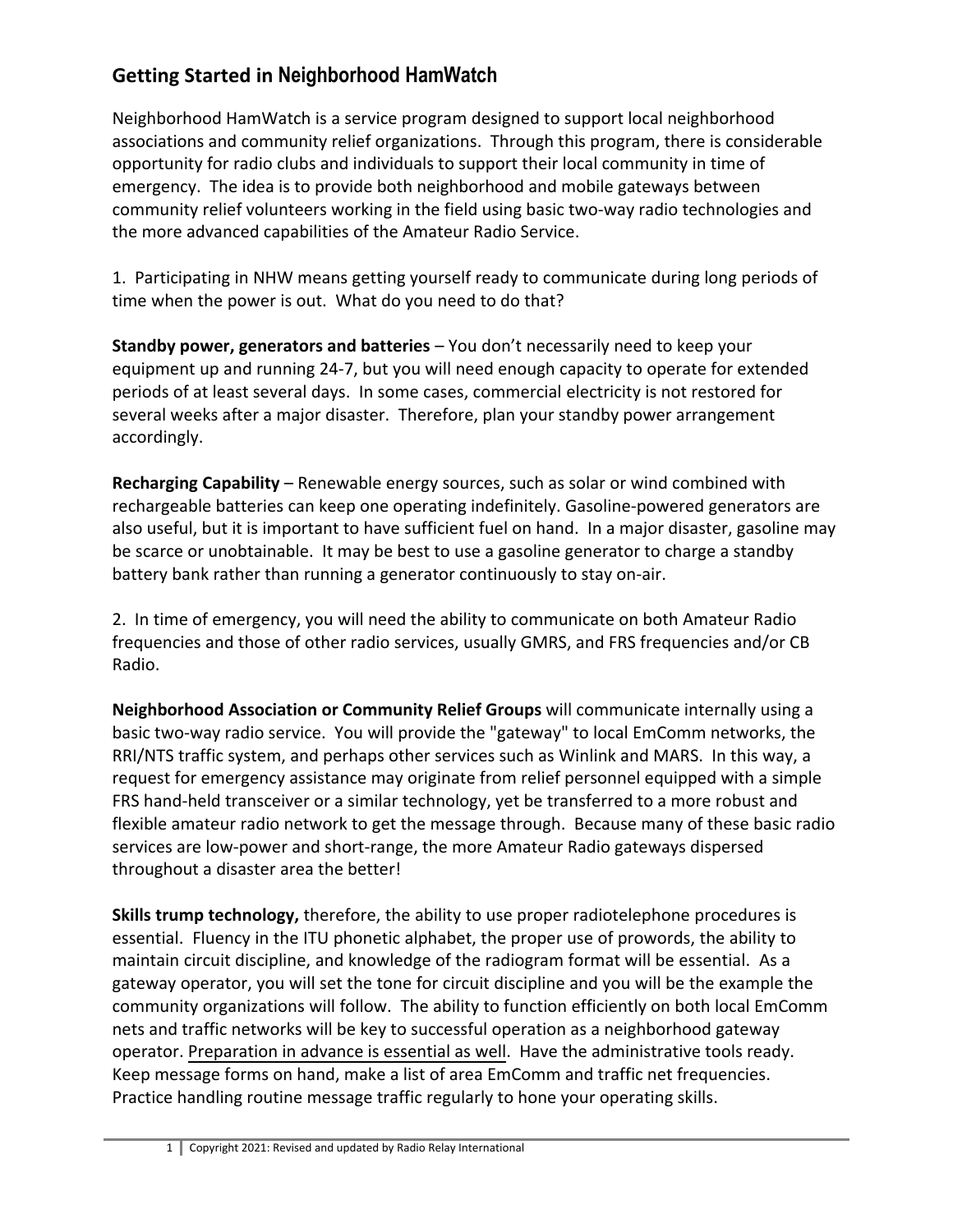## Getting Started in Neighborhood HamWatch

Neighborhood HamWatch is a service program designed to support local neighborhood associations and community relief organizations. Through this program, there is considerable opportunity for radio clubs and individuals to support their local community in time of emergency. The idea is to provide both neighborhood and mobile gateways between community relief volunteers working in the field using basic two-way radio technologies and the more advanced capabilities of the Amateur Radio Service.

1. Participating in NHW means getting yourself ready to communicate during long periods of time when the power is out. What do you need to do that?

**Standby power, generators and batteries** – You don't necessarily need to keep your equipment up and running 24-7, but you will need enough capacity to operate for extended periods of at least several days. In some cases, commercial electricity is not restored for several weeks after a major disaster. Therefore, plan your standby power arrangement accordingly.

**Recharging Capability** – Renewable energy sources, such as solar or wind combined with rechargeable batteries can keep one operating indefinitely. Gasoline-powered generators are also useful, but it is important to have sufficient fuel on hand. In a major disaster, gasoline may be scarce or unobtainable. It may be best to use a gasoline generator to charge a standby battery bank rather than running a generator continuously to stay on-air.

2. In time of emergency, you will need the ability to communicate on both Amateur Radio frequencies and those of other radio services, usually GMRS, and FRS frequencies and/or CB Radio.

**Neighborhood Association or Community Relief Groups** will communicate internally using a basic two-way radio service. You will provide the "gateway" to local EmComm networks, the RRI/NTS traffic system, and perhaps other services such as Winlink and MARS. In this way, a request for emergency assistance may originate from relief personnel equipped with a simple FRS hand-held transceiver or a similar technology, yet be transferred to a more robust and flexible amateur radio network to get the message through. Because many of these basic radio services are low-power and short-range, the more Amateur Radio gateways dispersed throughout a disaster area the better!

**Skills trump technology,** therefore, the ability to use proper radiotelephone procedures is essential. Fluency in the ITU phonetic alphabet, the proper use of prowords, the ability to maintain circuit discipline, and knowledge of the radiogram format will be essential. As a gateway operator, you will set the tone for circuit discipline and you will be the example the community organizations will follow. The ability to function efficiently on both local EmComm nets and traffic networks will be key to successful operation as a neighborhood gateway operator. <u>Preparation in advance is essential as well</u>. Have the administrative tools ready. Keep message forms on hand, make a list of area EmComm and traffic net frequencies. Practice handling routine message traffic regularly to hone your operating skills.

Copyright 2021: Revised and updated by Radio Relay International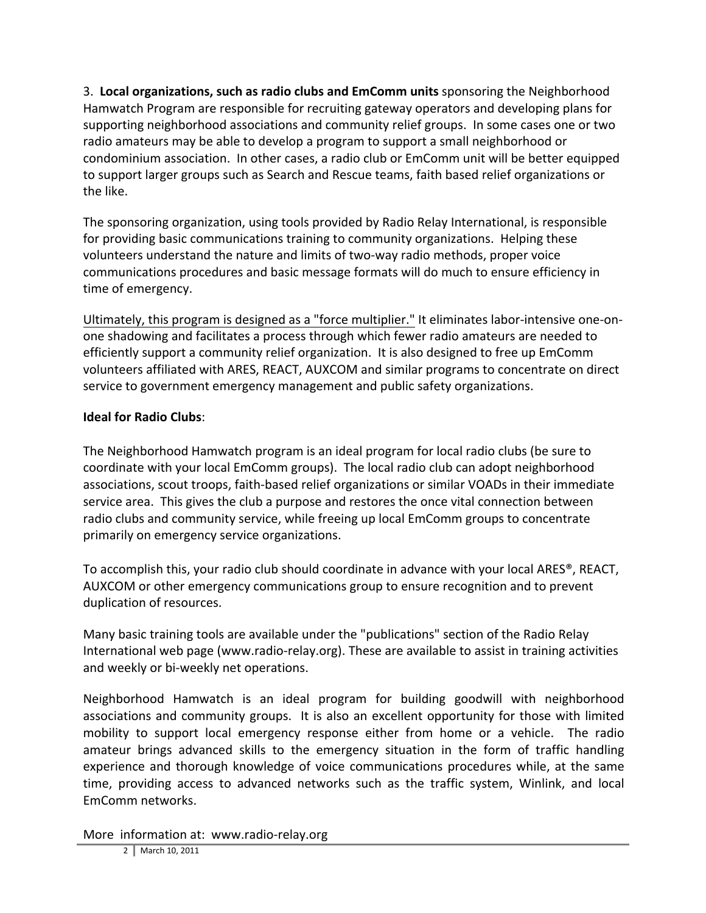3. **Local organizations, such as radio clubs and EmComm units** sponsoring the Neighborhood Hamwatch Program are responsible for recruiting gateway operators and developing plans for supporting neighborhood associations and community relief groups. In some cases one or two radio amateurs may be able to develop a program to support a small neighborhood or condominium association. In other cases, a radio club or EmComm unit will be better equipped to support larger groups such as Search and Rescue teams, faith based relief organizations or the like.

The sponsoring organization, using tools provided by Radio Relay International, is responsible for providing basic communications training to community organizations. Helping these volunteers understand the nature and limits of two-way radio methods, proper voice communications procedures and basic message formats will do much to ensure efficiency in time of emergency.

<u>Ultimately, this program is designed as a "force multiplier."</u> It eliminates labor-intensive one-on-one shadowing and facilitates a process through which fewer radio amateurs are needed to efficiently support a community relief organization. It is also designed to free up EmComm volunteers affiliated with ARES, REACT, AUXCOM and similar programs to concentrate on direct service to government emergency management and public safety organizations.

**Ideal for Radio Clubs**:

The Neighborhood Hamwatch program is an ideal program for local radio clubs (be sure to coordinate with your local EmComm groups). The local radio club can adopt neighborhood associations, scout troops, faith-based relief organizations or similar VOADs in their immediate service area. This gives the club a purpose and restores the once vital connection between radio clubs and community service, while freeing up local EmComm groups to concentrate primarily on emergency service organizations.

To accomplish this, your radio club should coordinate in advance with your local ARES®, REACT, AUXCOM or other emergency communications group to ensure recognition and to prevent duplication of resources.

Many basic training tools are available under the "publications" section of the Radio Relay International web page (www.radio-relay.org). These are available to assist in training activities and weekly or bi-weekly net operations.

Neighborhood Hamwatch is an ideal program for building goodwill with neighborhood associations and community groups. It is also an excellent opportunity for those with limited mobility to support local emergency response either from home or a vehicle. The radio amateur brings advanced skills to the emergency situation in the form of traffic handling experience and thorough knowledge of voice communications procedures while, at the same time, providing access to advanced networks such as the traffic system, Winlink, and local EmComm networks.

More information at: www.radio-relay.org